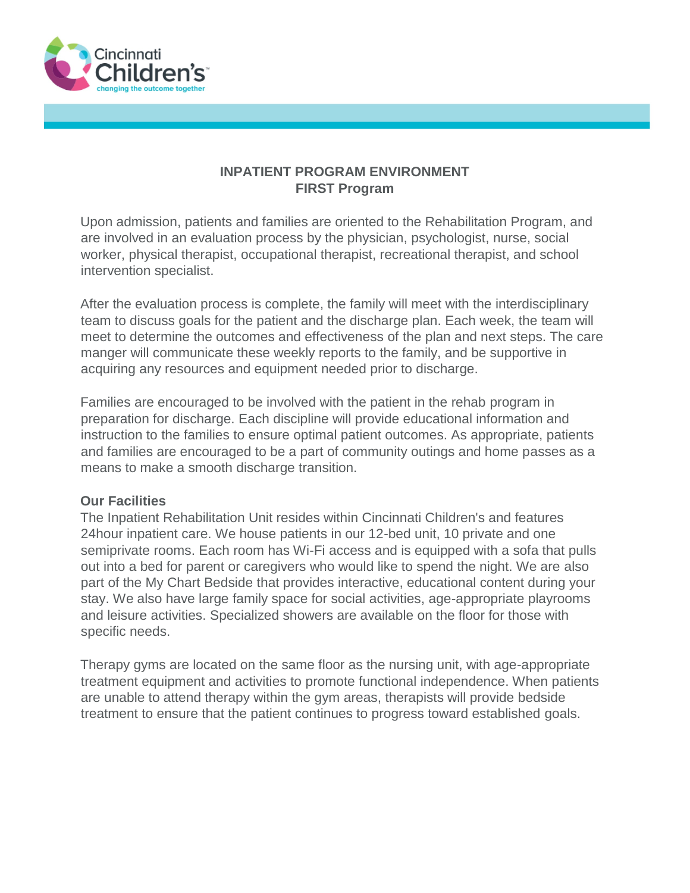# INPATIENT PROGRAM ENVIRONMENT
## FIRST Program

Upon admission, patients and families are oriented to the Rehabilitation Program, and are involved in an evaluation process by the physician, psychologist, nurse, social worker, physical therapist, occupational therapist, recreational therapist, and school intervention specialist.

After the evaluation process is complete, the family will meet with the interdisciplinary team to discuss goals for the patient and the discharge plan. Each week, the team will meet to determine the outcomes and effectiveness of the plan and next steps. The care manger will communicate these weekly reports to the family, and be supportive in acquiring any resources and equipment needed prior to discharge.

Families are encouraged to be involved with the patient in the rehab program in preparation for discharge. Each discipline will provide educational information and instruction to the families to ensure optimal patient outcomes. As appropriate, patients and families are encouraged to be a part of community outings and home passes as a means to make a smooth discharge transition.

**Our Facilities**

The Inpatient Rehabilitation Unit resides within Cincinnati Children's and features 24hour inpatient care. We house patients in our 12-bed unit, 10 private and one semiprivate rooms. Each room has Wi-Fi access and is equipped with a sofa that pulls out into a bed for parent or caregivers who would like to spend the night. We are also part of the My Chart Bedside that provides interactive, educational content during your stay. We also have large family space for social activities, age-appropriate playrooms and leisure activities. Specialized showers are available on the floor for those with specific needs.

Therapy gyms are located on the same floor as the nursing unit, with age-appropriate treatment equipment and activities to promote functional independence. When patients are unable to attend therapy within the gym areas, therapists will provide bedside treatment to ensure that the patient continues to progress toward established goals.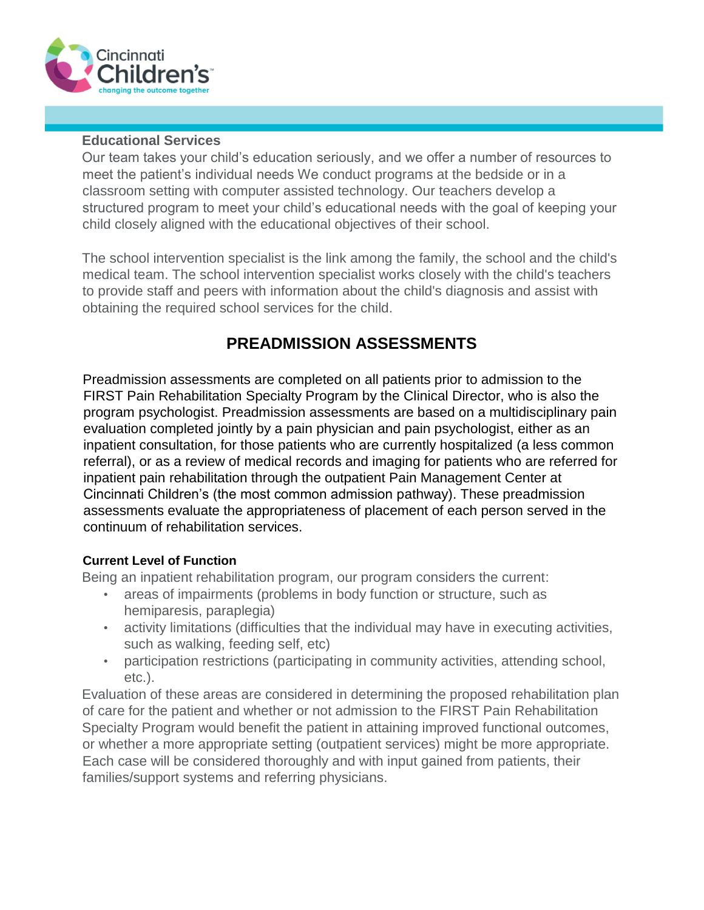**Educational Services**

Our team takes your child's education seriously, and we offer a number of resources to meet the patient's individual needs We conduct programs at the bedside or in a classroom setting with computer assisted technology. Our teachers develop a structured program to meet your child's educational needs with the goal of keeping your child closely aligned with the educational objectives of their school.

The school intervention specialist is the link among the family, the school and the child's medical team. The school intervention specialist works closely with the child's teachers to provide staff and peers with information about the child's diagnosis and assist with obtaining the required school services for the child.

## PREADMISSION ASSESSMENTS

Preadmission assessments are completed on all patients prior to admission to the FIRST Pain Rehabilitation Specialty Program by the Clinical Director, who is also the program psychologist. Preadmission assessments are based on a multidisciplinary pain evaluation completed jointly by a pain physician and pain psychologist, either as an inpatient consultation, for those patients who are currently hospitalized (a less common referral), or as a review of medical records and imaging for patients who are referred for inpatient pain rehabilitation through the outpatient Pain Management Center at Cincinnati Children's (the most common admission pathway). These preadmission assessments evaluate the appropriateness of placement of each person served in the continuum of rehabilitation services.

**Current Level of Function**

Being an inpatient rehabilitation program, our program considers the current:

- areas of impairments (problems in body function or structure, such as hemiparesis, paraplegia)
- activity limitations (difficulties that the individual may have in executing activities, such as walking, feeding self, etc)
- participation restrictions (participating in community activities, attending school, etc.).

Evaluation of these areas are considered in determining the proposed rehabilitation plan of care for the patient and whether or not admission to the FIRST Pain Rehabilitation Specialty Program would benefit the patient in attaining improved functional outcomes, or whether a more appropriate setting (outpatient services) might be more appropriate. Each case will be considered thoroughly and with input gained from patients, their families/support systems and referring physicians.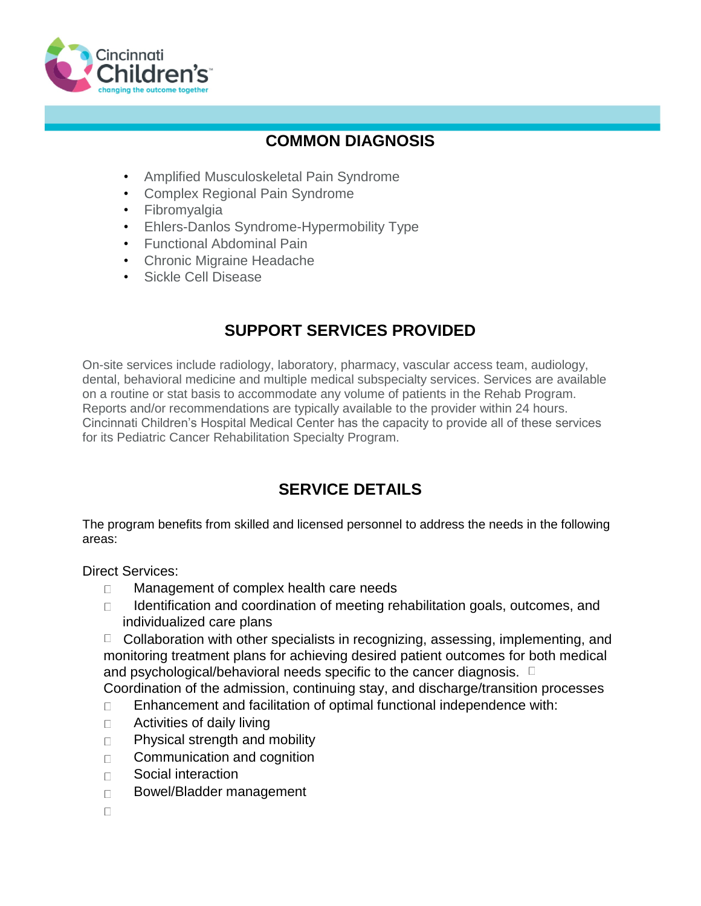## COMMON DIAGNOSIS

- Amplified Musculoskeletal Pain Syndrome
- Complex Regional Pain Syndrome
- Fibromyalgia
- Ehlers-Danlos Syndrome-Hypermobility Type
- Functional Abdominal Pain
- Chronic Migraine Headache
- Sickle Cell Disease

## SUPPORT SERVICES PROVIDED

On-site services include radiology, laboratory, pharmacy, vascular access team, audiology, dental, behavioral medicine and multiple medical subspecialty services. Services are available on a routine or stat basis to accommodate any volume of patients in the Rehab Program. Reports and/or recommendations are typically available to the provider within 24 hours. Cincinnati Children's Hospital Medical Center has the capacity to provide all of these services for its Pediatric Cancer Rehabilitation Specialty Program.

## SERVICE DETAILS

The program benefits from skilled and licensed personnel to address the needs in the following areas:

Direct Services:

- Management of complex health care needs
- Identification and coordination of meeting rehabilitation goals, outcomes, and individualized care plans
- Collaboration with other specialists in recognizing, assessing, implementing, and monitoring treatment plans for achieving desired patient outcomes for both medical and psychological/behavioral needs specific to the cancer diagnosis.
- Coordination of the admission, continuing stay, and discharge/transition processes
- Enhancement and facilitation of optimal functional independence with:
- Activities of daily living
- Physical strength and mobility
- Communication and cognition
- Social interaction
- Bowel/Bladder management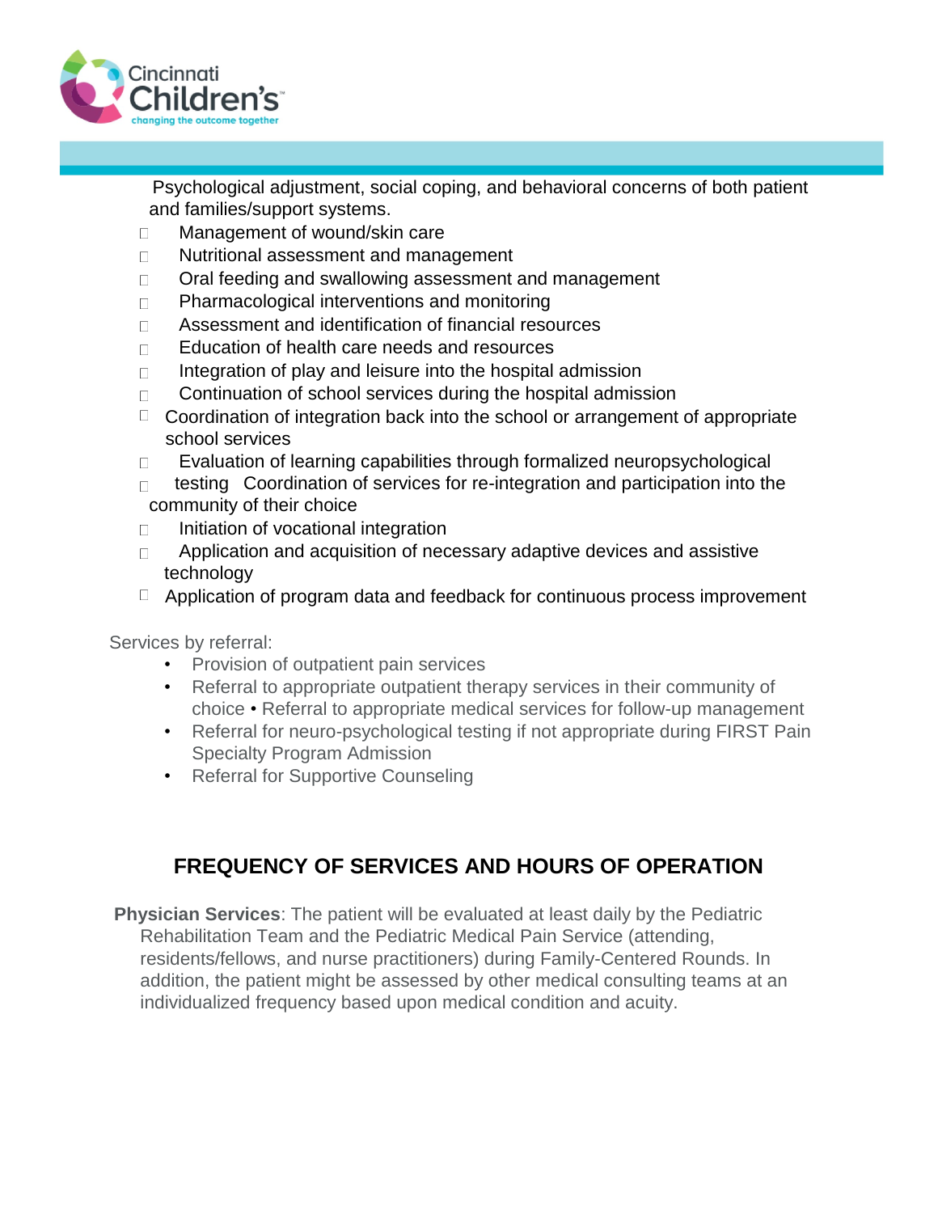Psychological adjustment, social coping, and behavioral concerns of both patient and families/support systems.

- Management of wound/skin care
- Nutritional assessment and management
- Oral feeding and swallowing assessment and management
- Pharmacological interventions and monitoring
- Assessment and identification of financial resources
- Education of health care needs and resources
- Integration of play and leisure into the hospital admission
- Continuation of school services during the hospital admission
- Coordination of integration back into the school or arrangement of appropriate school services
- Evaluation of learning capabilities through formalized neuropsychological testing
- Coordination of services for re-integration and participation into the community of their choice
- Initiation of vocational integration
- Application and acquisition of necessary adaptive devices and assistive technology
- Application of program data and feedback for continuous process improvement

Services by referral:

- Provision of outpatient pain services
- Referral to appropriate outpatient therapy services in their community of choice
- Referral to appropriate medical services for follow-up management
- Referral for neuro-psychological testing if not appropriate during FIRST Pain Specialty Program Admission
- Referral for Supportive Counseling

## FREQUENCY OF SERVICES AND HOURS OF OPERATION

**Physician Services**: The patient will be evaluated at least daily by the Pediatric Rehabilitation Team and the Pediatric Medical Pain Service (attending, residents/fellows, and nurse practitioners) during Family-Centered Rounds. In addition, the patient might be assessed by other medical consulting teams at an individualized frequency based upon medical condition and acuity.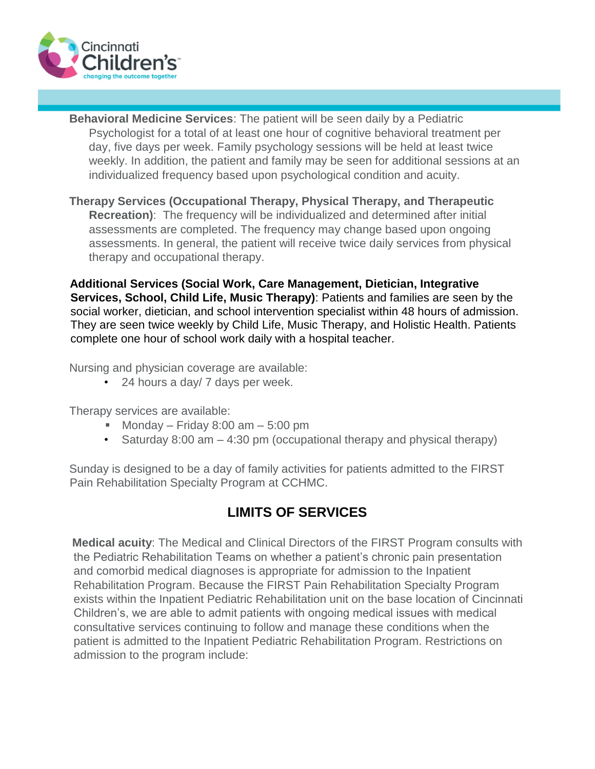**Behavioral Medicine Services**: The patient will be seen daily by a Pediatric Psychologist for a total of at least one hour of cognitive behavioral treatment per day, five days per week. Family psychology sessions will be held at least twice weekly. In addition, the patient and family may be seen for additional sessions at an individualized frequency based upon psychological condition and acuity.

**Therapy Services (Occupational Therapy, Physical Therapy, and Therapeutic Recreation)**: The frequency will be individualized and determined after initial assessments are completed. The frequency may change based upon ongoing assessments. In general, the patient will receive twice daily services from physical therapy and occupational therapy.

**Additional Services (Social Work, Care Management, Dietician, Integrative Services, School, Child Life, Music Therapy)**: Patients and families are seen by the social worker, dietician, and school intervention specialist within 48 hours of admission. They are seen twice weekly by Child Life, Music Therapy, and Holistic Health. Patients complete one hour of school work daily with a hospital teacher.

Nursing and physician coverage are available:

- 24 hours a day/ 7 days per week.

Therapy services are available:

- Monday – Friday 8:00 am – 5:00 pm
- Saturday 8:00 am – 4:30 pm (occupational therapy and physical therapy)

Sunday is designed to be a day of family activities for patients admitted to the FIRST Pain Rehabilitation Specialty Program at CCHMC.

## LIMITS OF SERVICES

**Medical acuity**: The Medical and Clinical Directors of the FIRST Program consults with the Pediatric Rehabilitation Teams on whether a patient's chronic pain presentation and comorbid medical diagnoses is appropriate for admission to the Inpatient Rehabilitation Program. Because the FIRST Pain Rehabilitation Specialty Program exists within the Inpatient Pediatric Rehabilitation unit on the base location of Cincinnati Children's, we are able to admit patients with ongoing medical issues with medical consultative services continuing to follow and manage these conditions when the patient is admitted to the Inpatient Pediatric Rehabilitation Program. Restrictions on admission to the program include: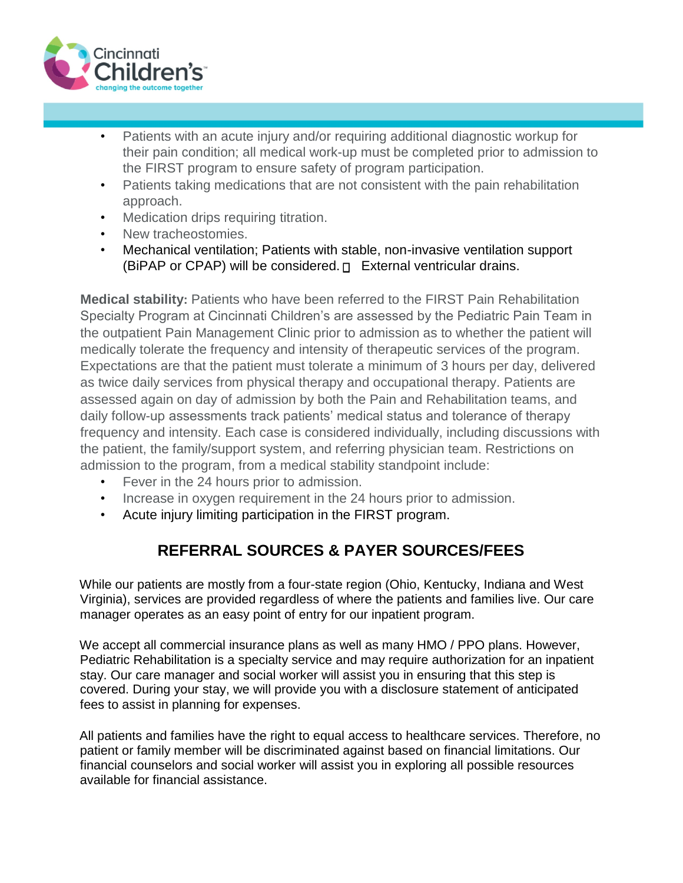- Patients with an acute injury and/or requiring additional diagnostic workup for their pain condition; all medical work-up must be completed prior to admission to the FIRST program to ensure safety of program participation.
- Patients taking medications that are not consistent with the pain rehabilitation approach.
- Medication drips requiring titration.
- New tracheostomies.
- Mechanical ventilation; Patients with stable, non-invasive ventilation support (BiPAP or CPAP) will be considered.
- External ventricular drains.

**Medical stability:** Patients who have been referred to the FIRST Pain Rehabilitation Specialty Program at Cincinnati Children's are assessed by the Pediatric Pain Team in the outpatient Pain Management Clinic prior to admission as to whether the patient will medically tolerate the frequency and intensity of therapeutic services of the program. Expectations are that the patient must tolerate a minimum of 3 hours per day, delivered as twice daily services from physical therapy and occupational therapy. Patients are assessed again on day of admission by both the Pain and Rehabilitation teams, and daily follow-up assessments track patients' medical status and tolerance of therapy frequency and intensity. Each case is considered individually, including discussions with the patient, the family/support system, and referring physician team. Restrictions on admission to the program, from a medical stability standpoint include:

- Fever in the 24 hours prior to admission.
- Increase in oxygen requirement in the 24 hours prior to admission.
- Acute injury limiting participation in the FIRST program.

## REFERRAL SOURCES & PAYER SOURCES/FEES

While our patients are mostly from a four-state region (Ohio, Kentucky, Indiana and West Virginia), services are provided regardless of where the patients and families live. Our care manager operates as an easy point of entry for our inpatient program.

We accept all commercial insurance plans as well as many HMO / PPO plans. However, Pediatric Rehabilitation is a specialty service and may require authorization for an inpatient stay. Our care manager and social worker will assist you in ensuring that this step is covered. During your stay, we will provide you with a disclosure statement of anticipated fees to assist in planning for expenses.

All patients and families have the right to equal access to healthcare services. Therefore, no patient or family member will be discriminated against based on financial limitations. Our financial counselors and social worker will assist you in exploring all possible resources available for financial assistance.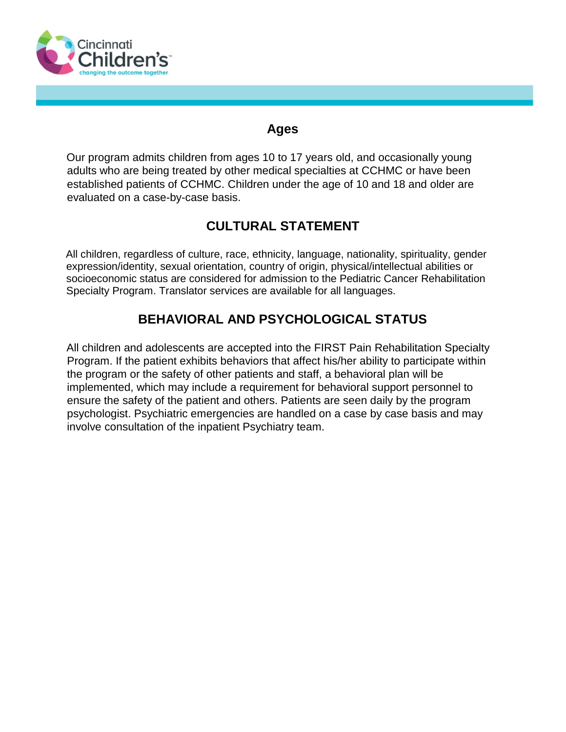## Ages

Our program admits children from ages 10 to 17 years old, and occasionally young adults who are being treated by other medical specialties at CCHMC or have been established patients of CCHMC. Children under the age of 10 and 18 and older are evaluated on a case-by-case basis.

## CULTURAL STATEMENT

All children, regardless of culture, race, ethnicity, language, nationality, spirituality, gender expression/identity, sexual orientation, country of origin, physical/intellectual abilities or socioeconomic status are considered for admission to the Pediatric Cancer Rehabilitation Specialty Program. Translator services are available for all languages.

## BEHAVIORAL AND PSYCHOLOGICAL STATUS

All children and adolescents are accepted into the FIRST Pain Rehabilitation Specialty Program. If the patient exhibits behaviors that affect his/her ability to participate within the program or the safety of other patients and staff, a behavioral plan will be implemented, which may include a requirement for behavioral support personnel to ensure the safety of the patient and others. Patients are seen daily by the program psychologist. Psychiatric emergencies are handled on a case by case basis and may involve consultation of the inpatient Psychiatry team.